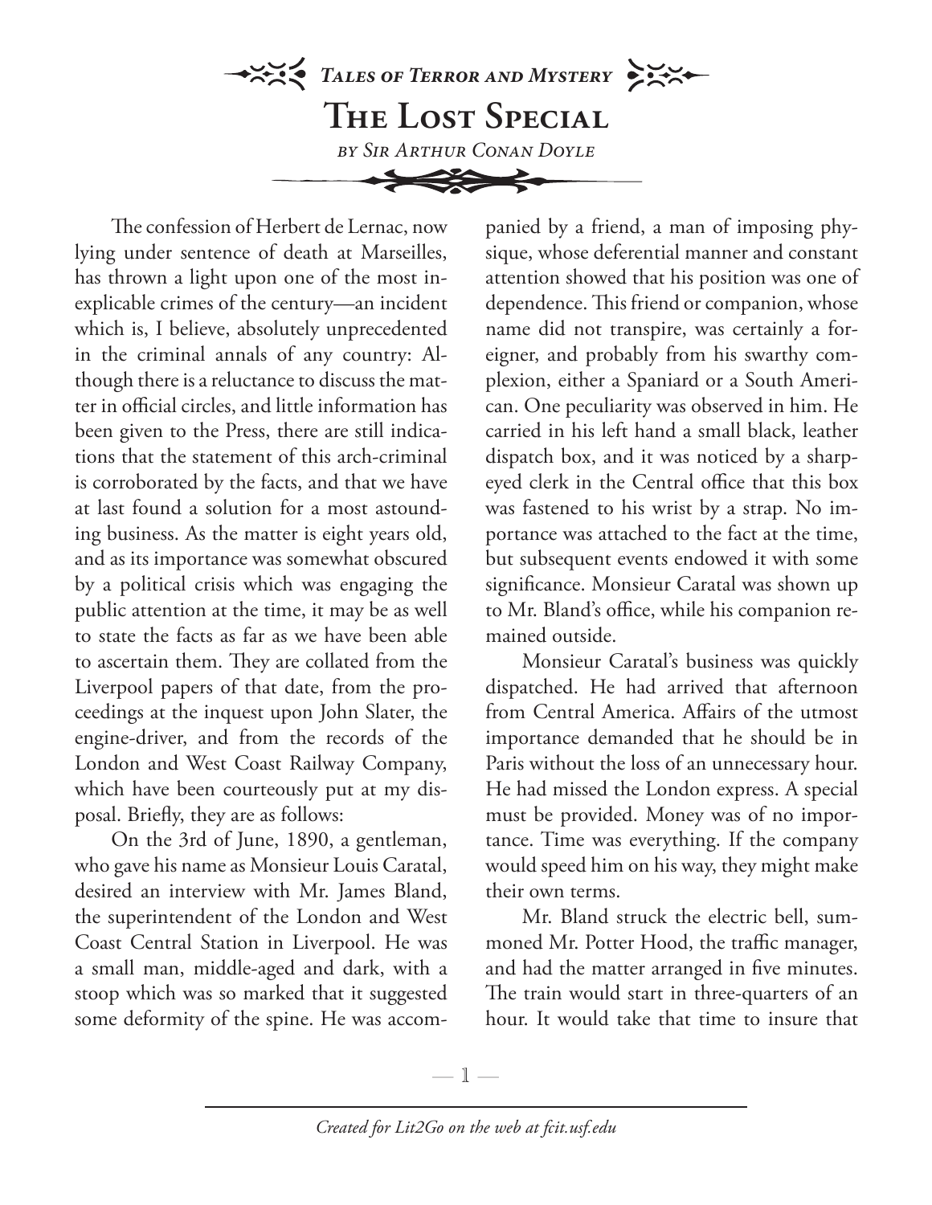*Tales of Terror and Mystery*

# The Lost Special

*by Sir Arthur Conan Doyle*

The confession of Herbert de Lernac, now lying under sentence of death at Marseilles, has thrown a light upon one of the most inexplicable crimes of the century—an incident which is, I believe, absolutely unprecedented in the criminal annals of any country: Although there is a reluctance to discuss the matter in official circles, and little information has been given to the Press, there are still indications that the statement of this arch-criminal is corroborated by the facts, and that we have at last found a solution for a most astounding business. As the matter is eight years old, and as its importance was somewhat obscured by a political crisis which was engaging the public attention at the time, it may be as well to state the facts as far as we have been able to ascertain them. They are collated from the Liverpool papers of that date, from the proceedings at the inquest upon John Slater, the engine-driver, and from the records of the London and West Coast Railway Company, which have been courteously put at my disposal. Briefly, they are as follows:

On the 3rd of June, 1890, a gentleman, who gave his name as Monsieur Louis Caratal, desired an interview with Mr. James Bland, the superintendent of the London and West Coast Central Station in Liverpool. He was a small man, middle-aged and dark, with a stoop which was so marked that it suggested some deformity of the spine. He was accompanied by a friend, a man of imposing physique, whose deferential manner and constant attention showed that his position was one of dependence. This friend or companion, whose name did not transpire, was certainly a foreigner, and probably from his swarthy complexion, either a Spaniard or a South American. One peculiarity was observed in him. He carried in his left hand a small black, leather dispatch box, and it was noticed by a sharp-eyed clerk in the Central office that this box was fastened to his wrist by a strap. No importance was attached to the fact at the time, but subsequent events endowed it with some significance. Monsieur Caratal was shown up to Mr. Bland's office, while his companion remained outside.

Monsieur Caratal's business was quickly dispatched. He had arrived that afternoon from Central America. Affairs of the utmost importance demanded that he should be in Paris without the loss of an unnecessary hour. He had missed the London express. A special must be provided. Money was of no importance. Time was everything. If the company would speed him on his way, they might make their own terms.

Mr. Bland struck the electric bell, summoned Mr. Potter Hood, the traffic manager, and had the matter arranged in five minutes. The train would start in three-quarters of an hour. It would take that time to insure that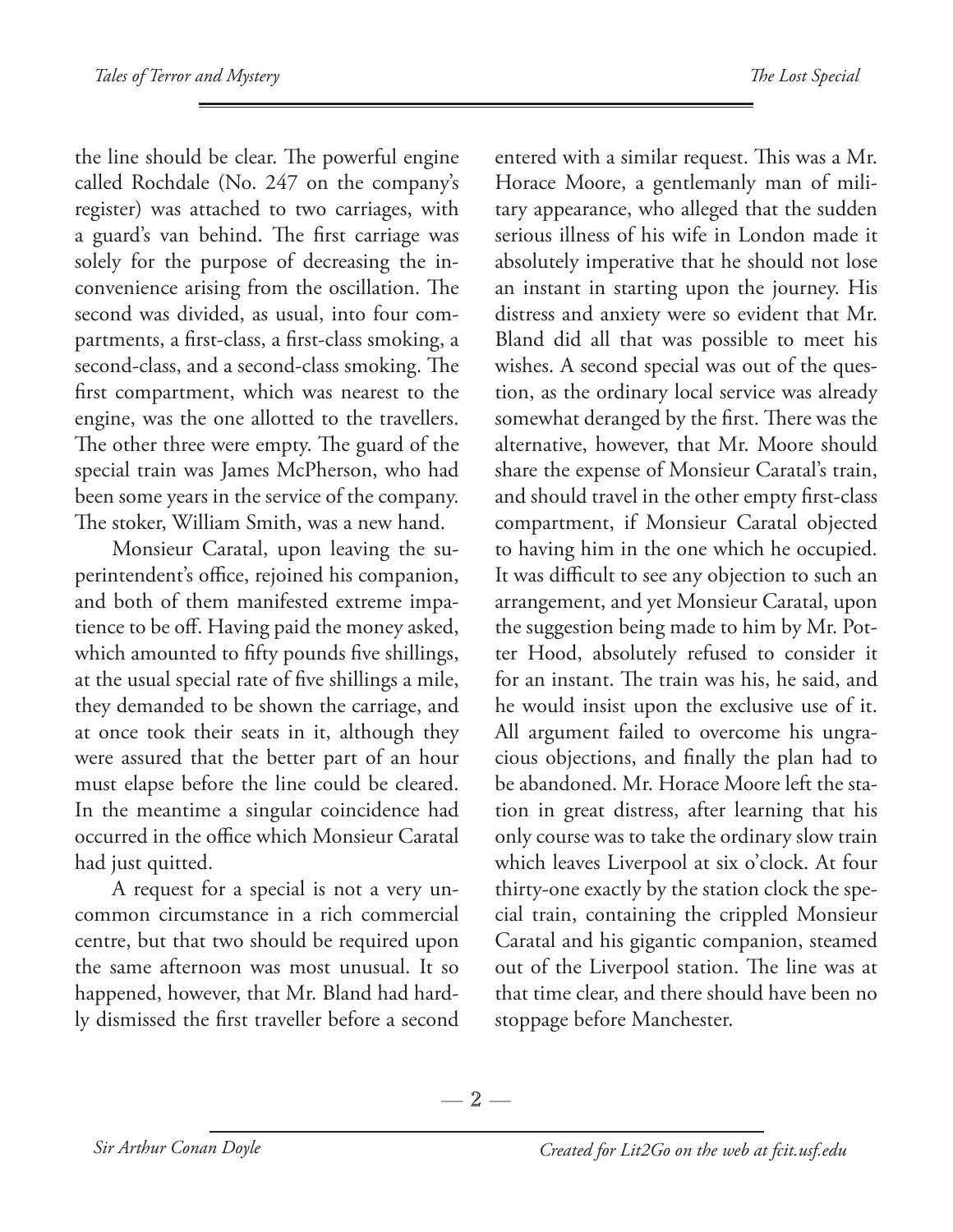the line should be clear. The powerful engine called Rochdale (No. 247 on the company's register) was attached to two carriages, with a guard's van behind. The first carriage was solely for the purpose of decreasing the inconvenience arising from the oscillation. The second was divided, as usual, into four compartments, a first-class, a first-class smoking, a second-class, and a second-class smoking. The first compartment, which was nearest to the engine, was the one allotted to the travellers. The other three were empty. The guard of the special train was James McPherson, who had been some years in the service of the company. The stoker, William Smith, was a new hand.

Monsieur Caratal, upon leaving the superintendent's office, rejoined his companion, and both of them manifested extreme impatience to be off. Having paid the money asked, which amounted to fifty pounds five shillings, at the usual special rate of five shillings a mile, they demanded to be shown the carriage, and at once took their seats in it, although they were assured that the better part of an hour must elapse before the line could be cleared. In the meantime a singular coincidence had occurred in the office which Monsieur Caratal had just quitted.

A request for a special is not a very uncommon circumstance in a rich commercial centre, but that two should be required upon the same afternoon was most unusual. It so happened, however, that Mr. Bland had hardly dismissed the first traveller before a second entered with a similar request. This was a Mr. Horace Moore, a gentlemanly man of military appearance, who alleged that the sudden serious illness of his wife in London made it absolutely imperative that he should not lose an instant in starting upon the journey. His distress and anxiety were so evident that Mr. Bland did all that was possible to meet his wishes. A second special was out of the question, as the ordinary local service was already somewhat deranged by the first. There was the alternative, however, that Mr. Moore should share the expense of Monsieur Caratal's train, and should travel in the other empty first-class compartment, if Monsieur Caratal objected to having him in the one which he occupied. It was difficult to see any objection to such an arrangement, and yet Monsieur Caratal, upon the suggestion being made to him by Mr. Potter Hood, absolutely refused to consider it for an instant. The train was his, he said, and he would insist upon the exclusive use of it. All argument failed to overcome his ungracious objections, and finally the plan had to be abandoned. Mr. Horace Moore left the station in great distress, after learning that his only course was to take the ordinary slow train which leaves Liverpool at six o'clock. At four thirty-one exactly by the station clock the special train, containing the crippled Monsieur Caratal and his gigantic companion, steamed out of the Liverpool station. The line was at that time clear, and there should have been no stoppage before Manchester.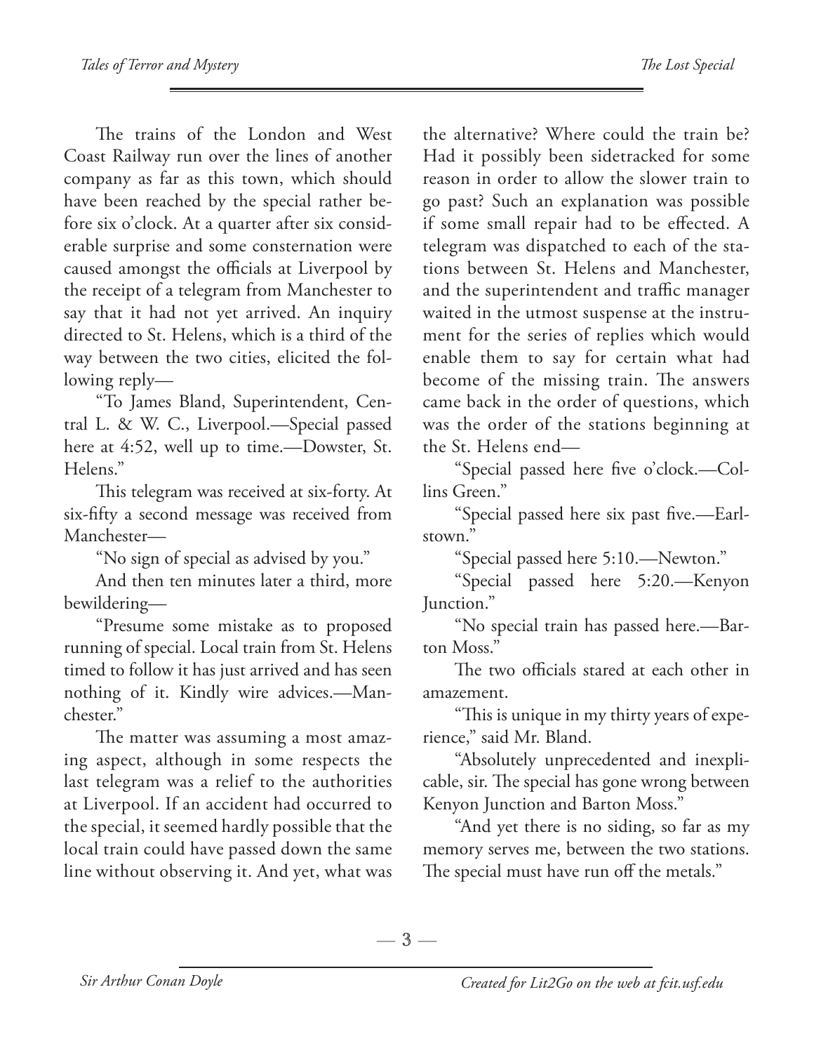The trains of the London and West Coast Railway run over the lines of another company as far as this town, which should have been reached by the special rather before six o'clock. At a quarter after six considerable surprise and some consternation were caused amongst the officials at Liverpool by the receipt of a telegram from Manchester to say that it had not yet arrived. An inquiry directed to St. Helens, which is a third of the way between the two cities, elicited the following reply—

"To James Bland, Superintendent, Central L. & W. C., Liverpool.—Special passed here at 4:52, well up to time.—Dowster, St. Helens."

This telegram was received at six-forty. At six-fifty a second message was received from Manchester—

"No sign of special as advised by you."

And then ten minutes later a third, more bewildering—

"Presume some mistake as to proposed running of special. Local train from St. Helens timed to follow it has just arrived and has seen nothing of it. Kindly wire advices.—Manchester."

The matter was assuming a most amazing aspect, although in some respects the last telegram was a relief to the authorities at Liverpool. If an accident had occurred to the special, it seemed hardly possible that the local train could have passed down the same line without observing it. And yet, what was the alternative? Where could the train be? Had it possibly been sidetracked for some reason in order to allow the slower train to go past? Such an explanation was possible if some small repair had to be effected. A telegram was dispatched to each of the stations between St. Helens and Manchester, and the superintendent and traffic manager waited in the utmost suspense at the instrument for the series of replies which would enable them to say for certain what had become of the missing train. The answers came back in the order of questions, which was the order of the stations beginning at the St. Helens end—

"Special passed here five o'clock.—Collins Green."

"Special passed here six past five.—Earlstown."

"Special passed here 5:10.—Newton."

"Special passed here 5:20.—Kenyon Junction."

"No special train has passed here.—Barton Moss."

The two officials stared at each other in amazement.

"This is unique in my thirty years of experience," said Mr. Bland.

"Absolutely unprecedented and inexplicable, sir. The special has gone wrong between Kenyon Junction and Barton Moss."

"And yet there is no siding, so far as my memory serves me, between the two stations. The special must have run off the metals."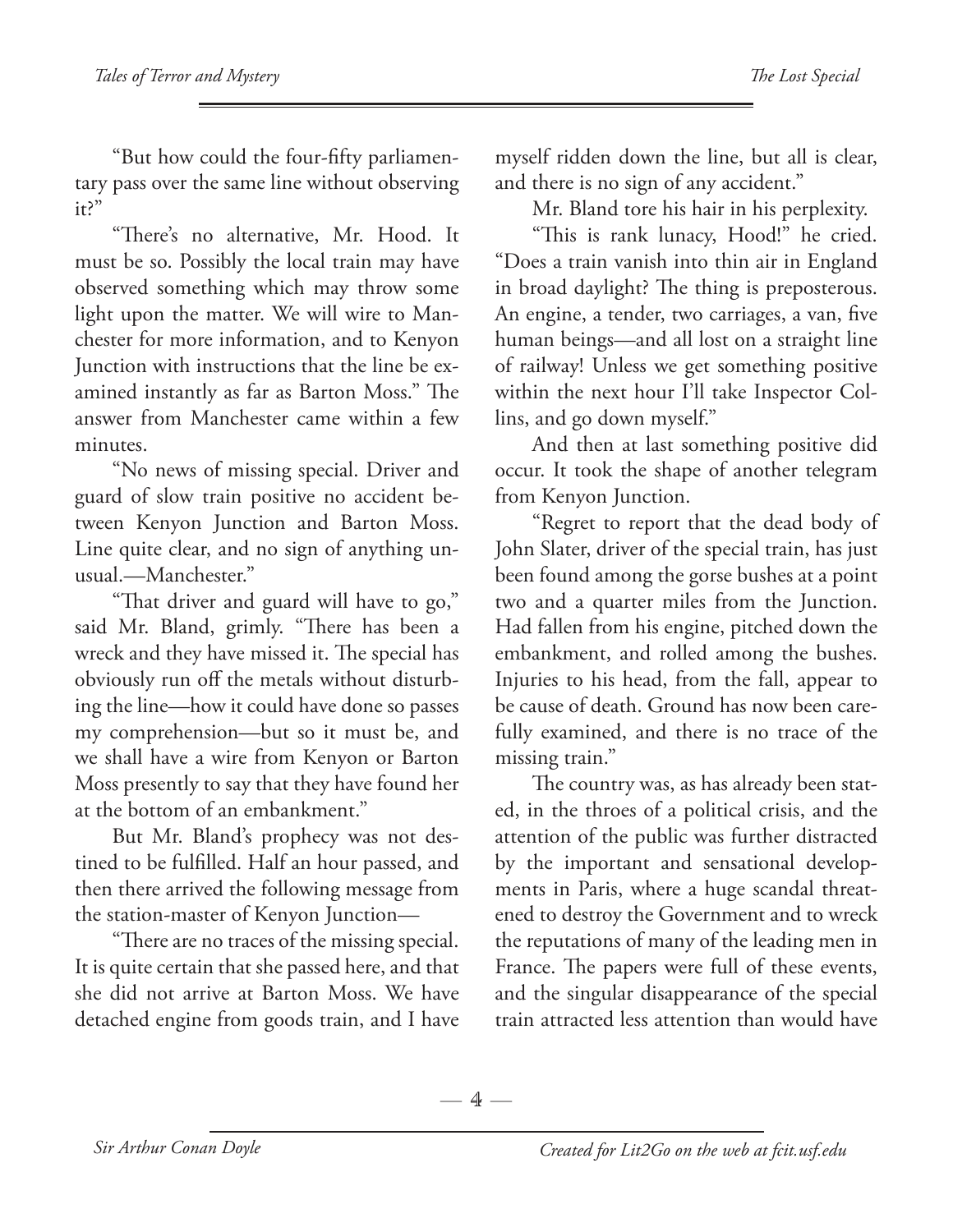"But how could the four-fifty parliamentary pass over the same line without observing it?"

"There's no alternative, Mr. Hood. It must be so. Possibly the local train may have observed something which may throw some light upon the matter. We will wire to Manchester for more information, and to Kenyon Junction with instructions that the line be examined instantly as far as Barton Moss." The answer from Manchester came within a few minutes.

"No news of missing special. Driver and guard of slow train positive no accident between Kenyon Junction and Barton Moss. Line quite clear, and no sign of anything unusual.—Manchester."

"That driver and guard will have to go," said Mr. Bland, grimly. "There has been a wreck and they have missed it. The special has obviously run off the metals without disturbing the line—how it could have done so passes my comprehension—but so it must be, and we shall have a wire from Kenyon or Barton Moss presently to say that they have found her at the bottom of an embankment."

But Mr. Bland's prophecy was not destined to be fulfilled. Half an hour passed, and then there arrived the following message from the station-master of Kenyon Junction—

"There are no traces of the missing special. It is quite certain that she passed here, and that she did not arrive at Barton Moss. We have detached engine from goods train, and I have myself ridden down the line, but all is clear, and there is no sign of any accident."

Mr. Bland tore his hair in his perplexity.

"This is rank lunacy, Hood!" he cried. "Does a train vanish into thin air in England in broad daylight? The thing is preposterous. An engine, a tender, two carriages, a van, five human beings—and all lost on a straight line of railway! Unless we get something positive within the next hour I'll take Inspector Collins, and go down myself."

And then at last something positive did occur. It took the shape of another telegram from Kenyon Junction.

"Regret to report that the dead body of John Slater, driver of the special train, has just been found among the gorse bushes at a point two and a quarter miles from the Junction. Had fallen from his engine, pitched down the embankment, and rolled among the bushes. Injuries to his head, from the fall, appear to be cause of death. Ground has now been carefully examined, and there is no trace of the missing train."

The country was, as has already been stated, in the throes of a political crisis, and the attention of the public was further distracted by the important and sensational developments in Paris, where a huge scandal threatened to destroy the Government and to wreck the reputations of many of the leading men in France. The papers were full of these events, and the singular disappearance of the special train attracted less attention than would have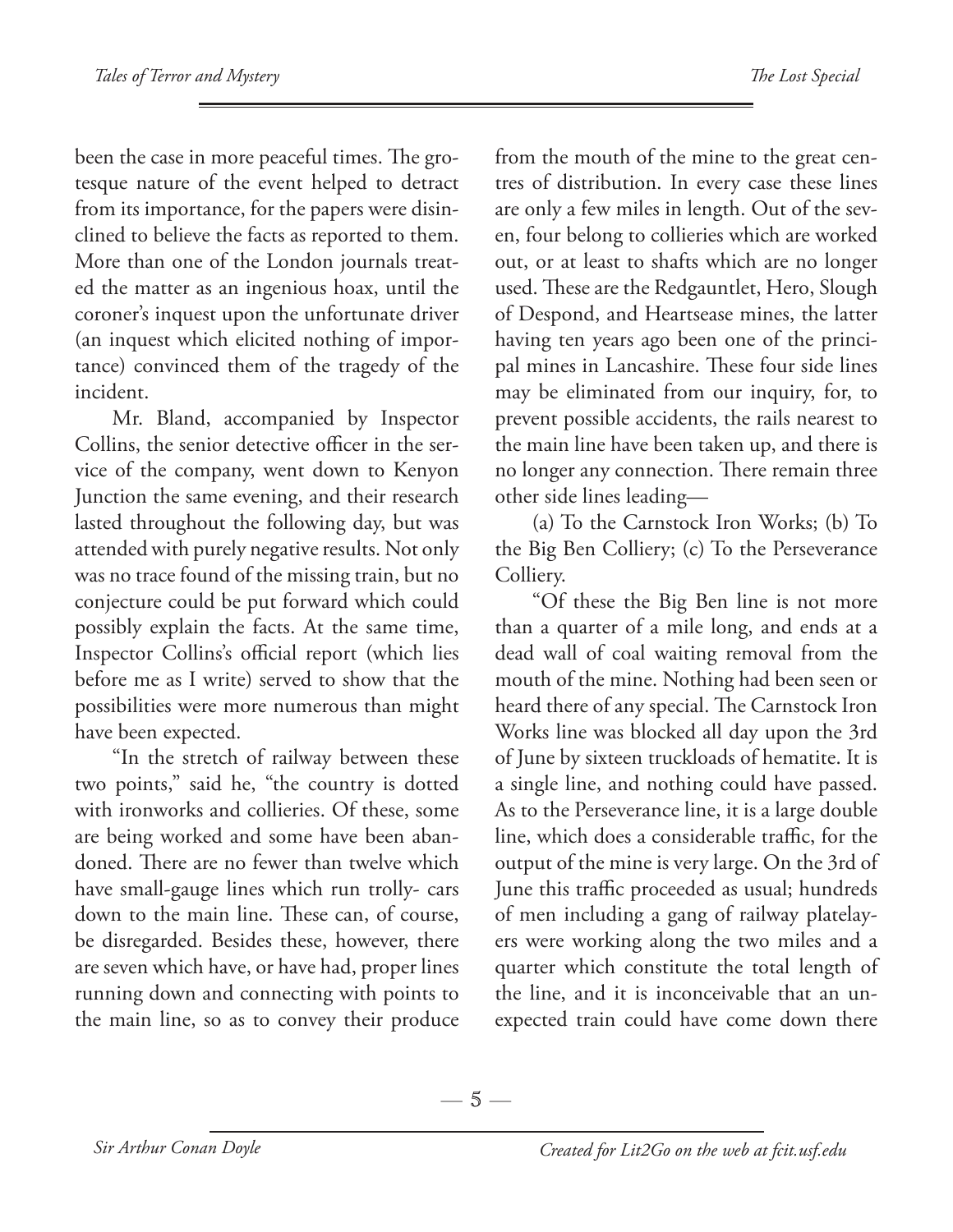been the case in more peaceful times. The grotesque nature of the event helped to detract from its importance, for the papers were disinclined to believe the facts as reported to them. More than one of the London journals treated the matter as an ingenious hoax, until the coroner's inquest upon the unfortunate driver (an inquest which elicited nothing of importance) convinced them of the tragedy of the incident.

Mr. Bland, accompanied by Inspector Collins, the senior detective officer in the service of the company, went down to Kenyon Junction the same evening, and their research lasted throughout the following day, but was attended with purely negative results. Not only was no trace found of the missing train, but no conjecture could be put forward which could possibly explain the facts. At the same time, Inspector Collins's official report (which lies before me as I write) served to show that the possibilities were more numerous than might have been expected.

"In the stretch of railway between these two points," said he, "the country is dotted with ironworks and collieries. Of these, some are being worked and some have been abandoned. There are no fewer than twelve which have small-gauge lines which run trolly- cars down to the main line. These can, of course, be disregarded. Besides these, however, there are seven which have, or have had, proper lines running down and connecting with points to the main line, so as to convey their produce from the mouth of the mine to the great centres of distribution. In every case these lines are only a few miles in length. Out of the seven, four belong to collieries which are worked out, or at least to shafts which are no longer used. These are the Redgauntlet, Hero, Slough of Despond, and Heartsease mines, the latter having ten years ago been one of the principal mines in Lancashire. These four side lines may be eliminated from our inquiry, for, to prevent possible accidents, the rails nearest to the main line have been taken up, and there is no longer any connection. There remain three other side lines leading—

(a) To the Carnstock Iron Works; (b) To the Big Ben Colliery; (c) To the Perseverance Colliery.

"Of these the Big Ben line is not more than a quarter of a mile long, and ends at a dead wall of coal waiting removal from the mouth of the mine. Nothing had been seen or heard there of any special. The Carnstock Iron Works line was blocked all day upon the 3rd of June by sixteen truckloads of hematite. It is a single line, and nothing could have passed. As to the Perseverance line, it is a large double line, which does a considerable traffic, for the output of the mine is very large. On the 3rd of June this traffic proceeded as usual; hundreds of men including a gang of railway platelayers were working along the two miles and a quarter which constitute the total length of the line, and it is inconceivable that an unexpected train could have come down there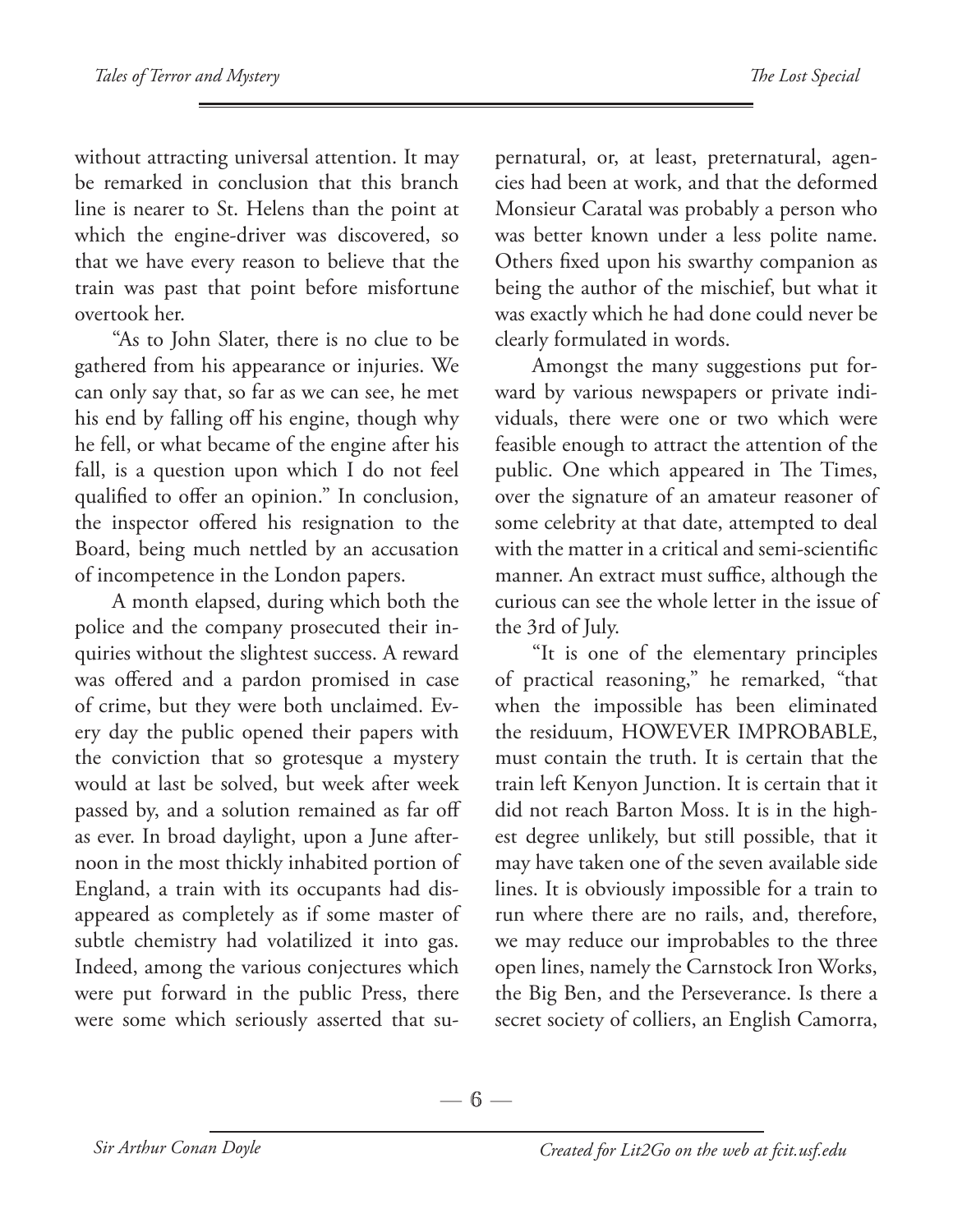without attracting universal attention. It may be remarked in conclusion that this branch line is nearer to St. Helens than the point at which the engine-driver was discovered, so that we have every reason to believe that the train was past that point before misfortune overtook her.

"As to John Slater, there is no clue to be gathered from his appearance or injuries. We can only say that, so far as we can see, he met his end by falling off his engine, though why he fell, or what became of the engine after his fall, is a question upon which I do not feel qualified to offer an opinion." In conclusion, the inspector offered his resignation to the Board, being much nettled by an accusation of incompetence in the London papers.

A month elapsed, during which both the police and the company prosecuted their inquiries without the slightest success. A reward was offered and a pardon promised in case of crime, but they were both unclaimed. Every day the public opened their papers with the conviction that so grotesque a mystery would at last be solved, but week after week passed by, and a solution remained as far off as ever. In broad daylight, upon a June afternoon in the most thickly inhabited portion of England, a train with its occupants had disappeared as completely as if some master of subtle chemistry had volatilized it into gas. Indeed, among the various conjectures which were put forward in the public Press, there were some which seriously asserted that supernatural, or, at least, preternatural, agencies had been at work, and that the deformed Monsieur Caratal was probably a person who was better known under a less polite name. Others fixed upon his swarthy companion as being the author of the mischief, but what it was exactly which he had done could never be clearly formulated in words.

Amongst the many suggestions put forward by various newspapers or private individuals, there were one or two which were feasible enough to attract the attention of the public. One which appeared in The Times, over the signature of an amateur reasoner of some celebrity at that date, attempted to deal with the matter in a critical and semi-scientific manner. An extract must suffice, although the curious can see the whole letter in the issue of the 3rd of July.

"It is one of the elementary principles of practical reasoning," he remarked, "that when the impossible has been eliminated the residuum, HOWEVER IMPROBABLE, must contain the truth. It is certain that the train left Kenyon Junction. It is certain that it did not reach Barton Moss. It is in the highest degree unlikely, but still possible, that it may have taken one of the seven available side lines. It is obviously impossible for a train to run where there are no rails, and, therefore, we may reduce our improbables to the three open lines, namely the Carnstock Iron Works, the Big Ben, and the Perseverance. Is there a secret society of colliers, an English Camorra,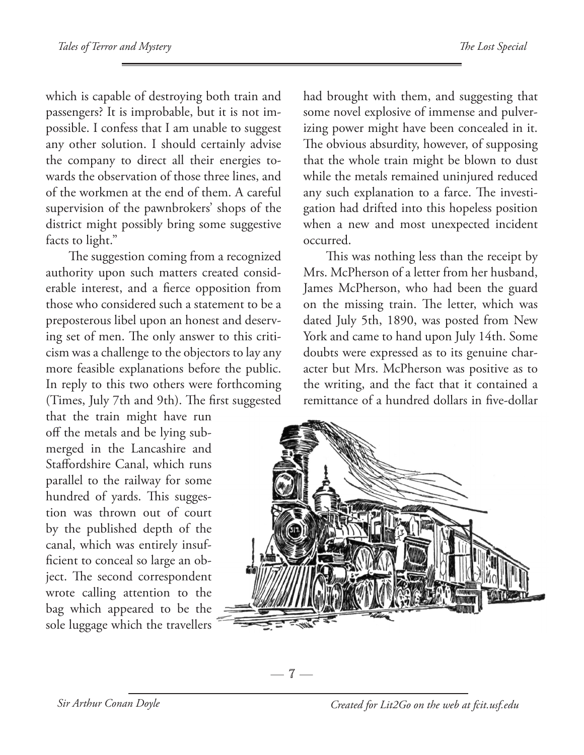which is capable of destroying both train and passengers? It is improbable, but it is not impossible. I confess that I am unable to suggest any other solution. I should certainly advise the company to direct all their energies towards the observation of those three lines, and of the workmen at the end of them. A careful supervision of the pawnbrokers' shops of the district might possibly bring some suggestive facts to light."

The suggestion coming from a recognized authority upon such matters created considerable interest, and a fierce opposition from those who considered such a statement to be a preposterous libel upon an honest and deserving set of men. The only answer to this criticism was a challenge to the objectors to lay any more feasible explanations before the public. In reply to this two others were forthcoming (Times, July 7th and 9th). The first suggested that the train might have run off the metals and be lying submerged in the Lancashire and Staffordshire Canal, which runs parallel to the railway for some hundred of yards. This suggestion was thrown out of court by the published depth of the canal, which was entirely insufficient to conceal so large an object. The second correspondent wrote calling attention to the bag which appeared to be the sole luggage which the travellers had brought with them, and suggesting that some novel explosive of immense and pulverizing power might have been concealed in it. The obvious absurdity, however, of supposing that the whole train might be blown to dust while the metals remained uninjured reduced any such explanation to a farce. The investigation had drifted into this hopeless position when a new and most unexpected incident occurred.

This was nothing less than the receipt by Mrs. McPherson of a letter from her husband, James McPherson, who had been the guard on the missing train. The letter, which was dated July 5th, 1890, was posted from New York and came to hand upon July 14th. Some doubts were expressed as to its genuine character but Mrs. McPherson was positive as to the writing, and the fact that it contained a remittance of a hundred dollars in five-dollar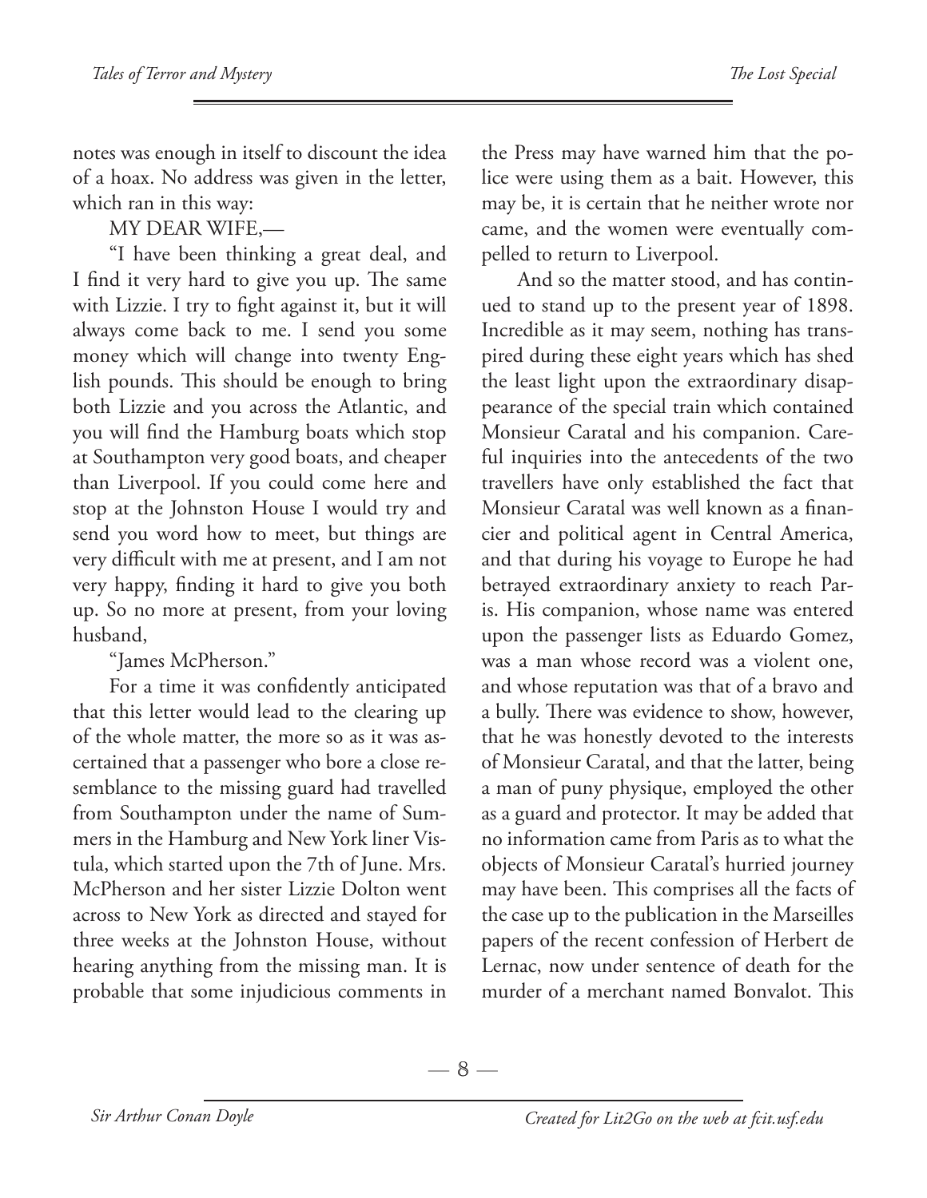notes was enough in itself to discount the idea of a hoax. No address was given in the letter, which ran in this way:

MY DEAR WIFE,—

"I have been thinking a great deal, and I find it very hard to give you up. The same with Lizzie. I try to fight against it, but it will always come back to me. I send you some money which will change into twenty English pounds. This should be enough to bring both Lizzie and you across the Atlantic, and you will find the Hamburg boats which stop at Southampton very good boats, and cheaper than Liverpool. If you could come here and stop at the Johnston House I would try and send you word how to meet, but things are very difficult with me at present, and I am not very happy, finding it hard to give you both up. So no more at present, from your loving husband,

"James McPherson."

For a time it was confidently anticipated that this letter would lead to the clearing up of the whole matter, the more so as it was ascertained that a passenger who bore a close resemblance to the missing guard had travelled from Southampton under the name of Summers in the Hamburg and New York liner Vistula, which started upon the 7th of June. Mrs. McPherson and her sister Lizzie Dolton went across to New York as directed and stayed for three weeks at the Johnston House, without hearing anything from the missing man. It is probable that some injudicious comments in the Press may have warned him that the police were using them as a bait. However, this may be, it is certain that he neither wrote nor came, and the women were eventually compelled to return to Liverpool.

And so the matter stood, and has continued to stand up to the present year of 1898. Incredible as it may seem, nothing has transpired during these eight years which has shed the least light upon the extraordinary disappearance of the special train which contained Monsieur Caratal and his companion. Careful inquiries into the antecedents of the two travellers have only established the fact that Monsieur Caratal was well known as a financier and political agent in Central America, and that during his voyage to Europe he had betrayed extraordinary anxiety to reach Paris. His companion, whose name was entered upon the passenger lists as Eduardo Gomez, was a man whose record was a violent one, and whose reputation was that of a bravo and a bully. There was evidence to show, however, that he was honestly devoted to the interests of Monsieur Caratal, and that the latter, being a man of puny physique, employed the other as a guard and protector. It may be added that no information came from Paris as to what the objects of Monsieur Caratal's hurried journey may have been. This comprises all the facts of the case up to the publication in the Marseilles papers of the recent confession of Herbert de Lernac, now under sentence of death for the murder of a merchant named Bonvalot. This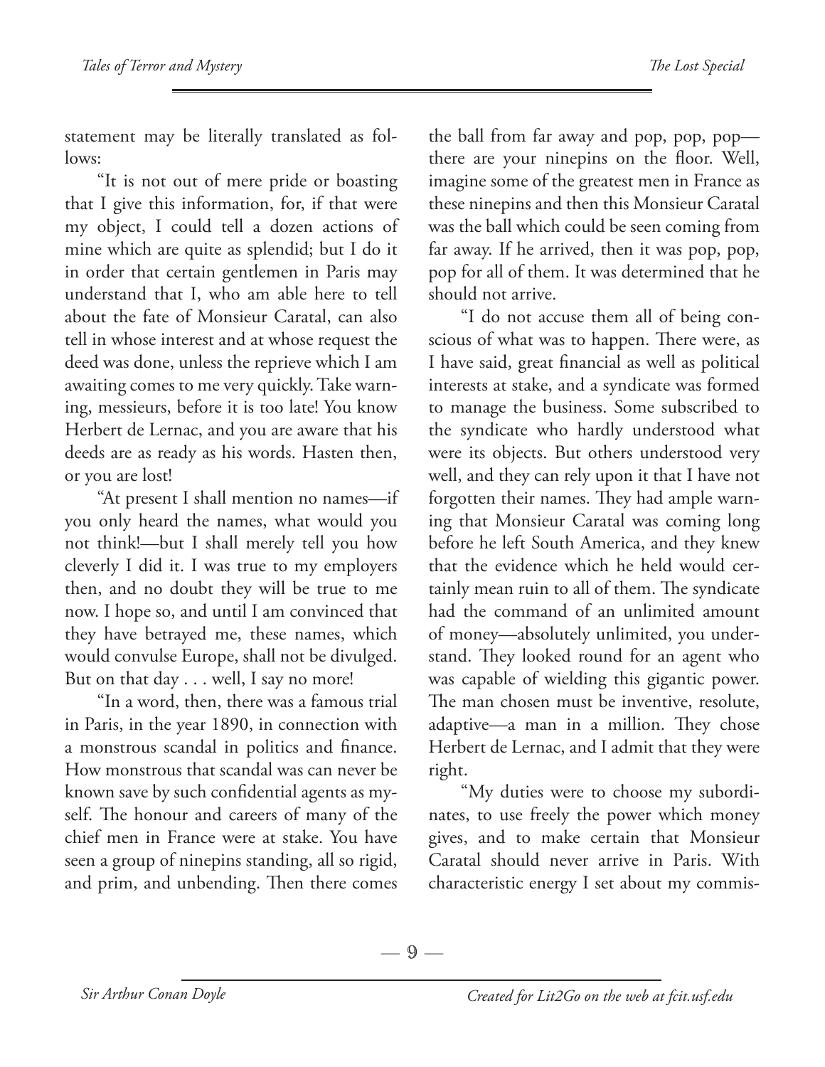statement may be literally translated as follows:

"It is not out of mere pride or boasting that I give this information, for, if that were my object, I could tell a dozen actions of mine which are quite as splendid; but I do it in order that certain gentlemen in Paris may understand that I, who am able here to tell about the fate of Monsieur Caratal, can also tell in whose interest and at whose request the deed was done, unless the reprieve which I am awaiting comes to me very quickly. Take warning, messieurs, before it is too late! You know Herbert de Lernac, and you are aware that his deeds are as ready as his words. Hasten then, or you are lost!

"At present I shall mention no names—if you only heard the names, what would you not think!—but I shall merely tell you how cleverly I did it. I was true to my employers then, and no doubt they will be true to me now. I hope so, and until I am convinced that they have betrayed me, these names, which would convulse Europe, shall not be divulged. But on that day . . . well, I say no more!

"In a word, then, there was a famous trial in Paris, in the year 1890, in connection with a monstrous scandal in politics and finance. How monstrous that scandal was can never be known save by such confidential agents as myself. The honour and careers of many of the chief men in France were at stake. You have seen a group of ninepins standing, all so rigid, and prim, and unbending. Then there comes the ball from far away and pop, pop, pop—there are your ninepins on the floor. Well, imagine some of the greatest men in France as these ninepins and then this Monsieur Caratal was the ball which could be seen coming from far away. If he arrived, then it was pop, pop, pop for all of them. It was determined that he should not arrive.

"I do not accuse them all of being conscious of what was to happen. There were, as I have said, great financial as well as political interests at stake, and a syndicate was formed to manage the business. Some subscribed to the syndicate who hardly understood what were its objects. But others understood very well, and they can rely upon it that I have not forgotten their names. They had ample warning that Monsieur Caratal was coming long before he left South America, and they knew that the evidence which he held would certainly mean ruin to all of them. The syndicate had the command of an unlimited amount of money—absolutely unlimited, you understand. They looked round for an agent who was capable of wielding this gigantic power. The man chosen must be inventive, resolute, adaptive—a man in a million. They chose Herbert de Lernac, and I admit that they were right.

"My duties were to choose my subordinates, to use freely the power which money gives, and to make certain that Monsieur Caratal should never arrive in Paris. With characteristic energy I set about my commis-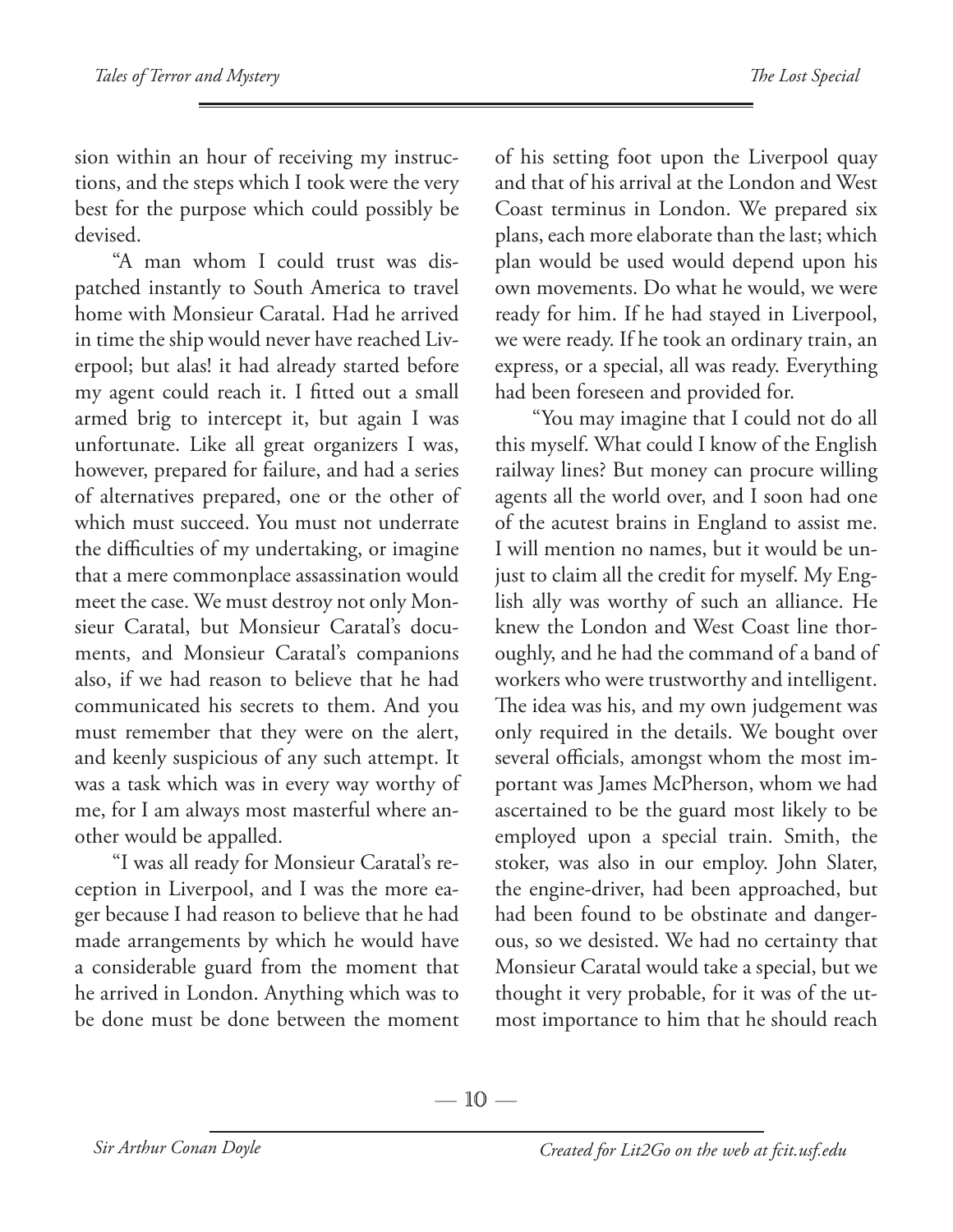sion within an hour of receiving my instructions, and the steps which I took were the very best for the purpose which could possibly be devised.

"A man whom I could trust was dispatched instantly to South America to travel home with Monsieur Caratal. Had he arrived in time the ship would never have reached Liverpool; but alas! it had already started before my agent could reach it. I fitted out a small armed brig to intercept it, but again I was unfortunate. Like all great organizers I was, however, prepared for failure, and had a series of alternatives prepared, one or the other of which must succeed. You must not underrate the difficulties of my undertaking, or imagine that a mere commonplace assassination would meet the case. We must destroy not only Monsieur Caratal, but Monsieur Caratal's documents, and Monsieur Caratal's companions also, if we had reason to believe that he had communicated his secrets to them. And you must remember that they were on the alert, and keenly suspicious of any such attempt. It was a task which was in every way worthy of me, for I am always most masterful where another would be appalled.

"I was all ready for Monsieur Caratal's reception in Liverpool, and I was the more eager because I had reason to believe that he had made arrangements by which he would have a considerable guard from the moment that he arrived in London. Anything which was to be done must be done between the moment of his setting foot upon the Liverpool quay and that of his arrival at the London and West Coast terminus in London. We prepared six plans, each more elaborate than the last; which plan would be used would depend upon his own movements. Do what he would, we were ready for him. If he had stayed in Liverpool, we were ready. If he took an ordinary train, an express, or a special, all was ready. Everything had been foreseen and provided for.

"You may imagine that I could not do all this myself. What could I know of the English railway lines? But money can procure willing agents all the world over, and I soon had one of the acutest brains in England to assist me. I will mention no names, but it would be unjust to claim all the credit for myself. My English ally was worthy of such an alliance. He knew the London and West Coast line thoroughly, and he had the command of a band of workers who were trustworthy and intelligent. The idea was his, and my own judgement was only required in the details. We bought over several officials, amongst whom the most important was James McPherson, whom we had ascertained to be the guard most likely to be employed upon a special train. Smith, the stoker, was also in our employ. John Slater, the engine-driver, had been approached, but had been found to be obstinate and dangerous, so we desisted. We had no certainty that Monsieur Caratal would take a special, but we thought it very probable, for it was of the utmost importance to him that he should reach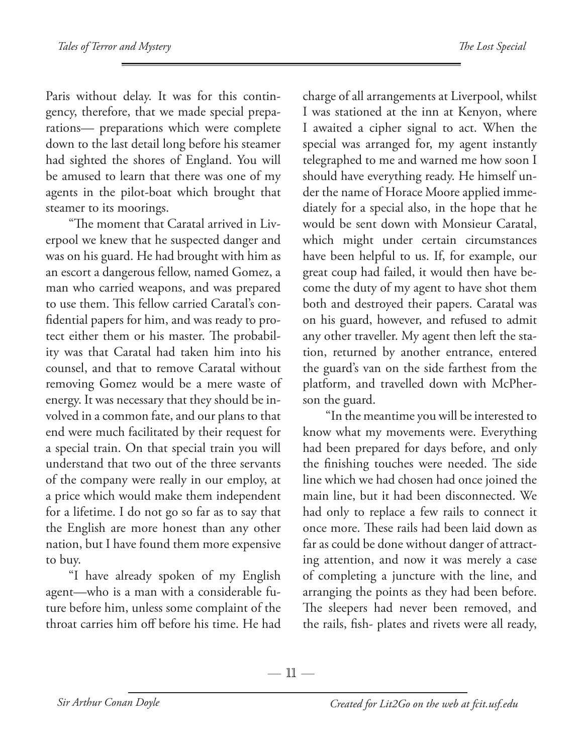Paris without delay. It was for this contingency, therefore, that we made special preparations— preparations which were complete down to the last detail long before his steamer had sighted the shores of England. You will be amused to learn that there was one of my agents in the pilot-boat which brought that steamer to its moorings.

"The moment that Caratal arrived in Liverpool we knew that he suspected danger and was on his guard. He had brought with him as an escort a dangerous fellow, named Gomez, a man who carried weapons, and was prepared to use them. This fellow carried Caratal's confidential papers for him, and was ready to protect either them or his master. The probability was that Caratal had taken him into his counsel, and that to remove Caratal without removing Gomez would be a mere waste of energy. It was necessary that they should be involved in a common fate, and our plans to that end were much facilitated by their request for a special train. On that special train you will understand that two out of the three servants of the company were really in our employ, at a price which would make them independent for a lifetime. I do not go so far as to say that the English are more honest than any other nation, but I have found them more expensive to buy.

"I have already spoken of my English agent—who is a man with a considerable future before him, unless some complaint of the throat carries him off before his time. He had charge of all arrangements at Liverpool, whilst I was stationed at the inn at Kenyon, where I awaited a cipher signal to act. When the special was arranged for, my agent instantly telegraphed to me and warned me how soon I should have everything ready. He himself under the name of Horace Moore applied immediately for a special also, in the hope that he would be sent down with Monsieur Caratal, which might under certain circumstances have been helpful to us. If, for example, our great coup had failed, it would then have become the duty of my agent to have shot them both and destroyed their papers. Caratal was on his guard, however, and refused to admit any other traveller. My agent then left the station, returned by another entrance, entered the guard's van on the side farthest from the platform, and travelled down with McPherson the guard.

"In the meantime you will be interested to know what my movements were. Everything had been prepared for days before, and only the finishing touches were needed. The side line which we had chosen had once joined the main line, but it had been disconnected. We had only to replace a few rails to connect it once more. These rails had been laid down as far as could be done without danger of attracting attention, and now it was merely a case of completing a juncture with the line, and arranging the points as they had been before. The sleepers had never been removed, and the rails, fish- plates and rivets were all ready,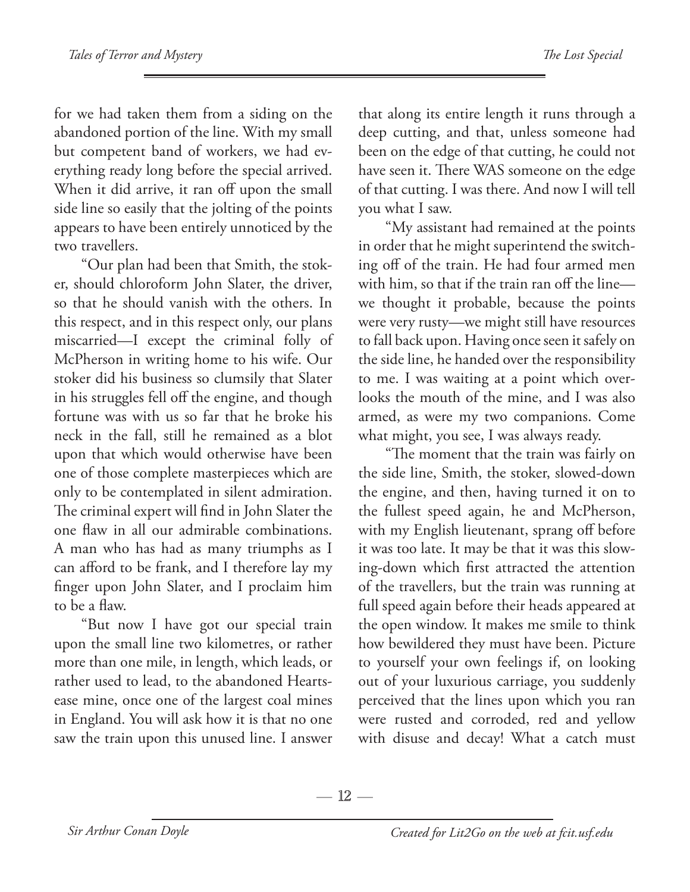for we had taken them from a siding on the abandoned portion of the line. With my small but competent band of workers, we had everything ready long before the special arrived. When it did arrive, it ran off upon the small side line so easily that the jolting of the points appears to have been entirely unnoticed by the two travellers.

"Our plan had been that Smith, the stoker, should chloroform John Slater, the driver, so that he should vanish with the others. In this respect, and in this respect only, our plans miscarried—I except the criminal folly of McPherson in writing home to his wife. Our stoker did his business so clumsily that Slater in his struggles fell off the engine, and though fortune was with us so far that he broke his neck in the fall, still he remained as a blot upon that which would otherwise have been one of those complete masterpieces which are only to be contemplated in silent admiration. The criminal expert will find in John Slater the one flaw in all our admirable combinations. A man who has had as many triumphs as I can afford to be frank, and I therefore lay my finger upon John Slater, and I proclaim him to be a flaw.

"But now I have got our special train upon the small line two kilometres, or rather more than one mile, in length, which leads, or rather used to lead, to the abandoned Heartsease mine, once one of the largest coal mines in England. You will ask how it is that no one saw the train upon this unused line. I answer that along its entire length it runs through a deep cutting, and that, unless someone had been on the edge of that cutting, he could not have seen it. There WAS someone on the edge of that cutting. I was there. And now I will tell you what I saw.

"My assistant had remained at the points in order that he might superintend the switching off of the train. He had four armed men with him, so that if the train ran off the line—we thought it probable, because the points were very rusty—we might still have resources to fall back upon. Having once seen it safely on the side line, he handed over the responsibility to me. I was waiting at a point which overlooks the mouth of the mine, and I was also armed, as were my two companions. Come what might, you see, I was always ready.

"The moment that the train was fairly on the side line, Smith, the stoker, slowed-down the engine, and then, having turned it on to the fullest speed again, he and McPherson, with my English lieutenant, sprang off before it was too late. It may be that it was this slowing-down which first attracted the attention of the travellers, but the train was running at full speed again before their heads appeared at the open window. It makes me smile to think how bewildered they must have been. Picture to yourself your own feelings if, on looking out of your luxurious carriage, you suddenly perceived that the lines upon which you ran were rusted and corroded, red and yellow with disuse and decay! What a catch must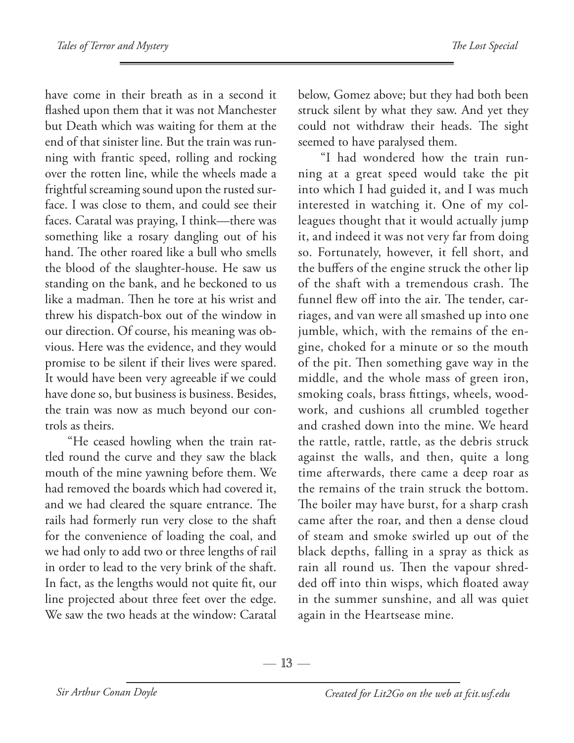have come in their breath as in a second it flashed upon them that it was not Manchester but Death which was waiting for them at the end of that sinister line. But the train was running with frantic speed, rolling and rocking over the rotten line, while the wheels made a frightful screaming sound upon the rusted surface. I was close to them, and could see their faces. Caratal was praying, I think—there was something like a rosary dangling out of his hand. The other roared like a bull who smells the blood of the slaughter-house. He saw us standing on the bank, and he beckoned to us like a madman. Then he tore at his wrist and threw his dispatch-box out of the window in our direction. Of course, his meaning was obvious. Here was the evidence, and they would promise to be silent if their lives were spared. It would have been very agreeable if we could have done so, but business is business. Besides, the train was now as much beyond our controls as theirs.

"He ceased howling when the train rattled round the curve and they saw the black mouth of the mine yawning before them. We had removed the boards which had covered it, and we had cleared the square entrance. The rails had formerly run very close to the shaft for the convenience of loading the coal, and we had only to add two or three lengths of rail in order to lead to the very brink of the shaft. In fact, as the lengths would not quite fit, our line projected about three feet over the edge. We saw the two heads at the window: Caratal below, Gomez above; but they had both been struck silent by what they saw. And yet they could not withdraw their heads. The sight seemed to have paralysed them.

"I had wondered how the train running at a great speed would take the pit into which I had guided it, and I was much interested in watching it. One of my colleagues thought that it would actually jump it, and indeed it was not very far from doing so. Fortunately, however, it fell short, and the buffers of the engine struck the other lip of the shaft with a tremendous crash. The funnel flew off into the air. The tender, carriages, and van were all smashed up into one jumble, which, with the remains of the engine, choked for a minute or so the mouth of the pit. Then something gave way in the middle, and the whole mass of green iron, smoking coals, brass fittings, wheels, woodwork, and cushions all crumbled together and crashed down into the mine. We heard the rattle, rattle, rattle, as the debris struck against the walls, and then, quite a long time afterwards, there came a deep roar as the remains of the train struck the bottom. The boiler may have burst, for a sharp crash came after the roar, and then a dense cloud of steam and smoke swirled up out of the black depths, falling in a spray as thick as rain all round us. Then the vapour shredded off into thin wisps, which floated away in the summer sunshine, and all was quiet again in the Heartsease mine.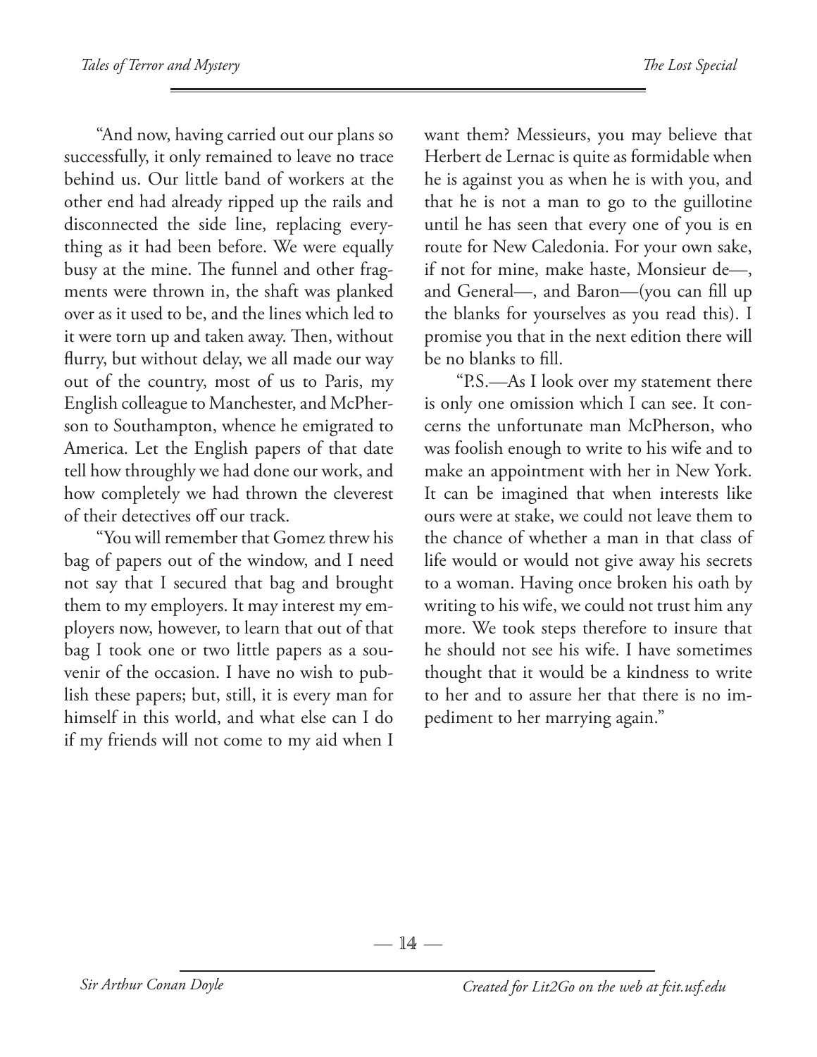"And now, having carried out our plans so successfully, it only remained to leave no trace behind us. Our little band of workers at the other end had already ripped up the rails and disconnected the side line, replacing everything as it had been before. We were equally busy at the mine. The funnel and other fragments were thrown in, the shaft was planked over as it used to be, and the lines which led to it were torn up and taken away. Then, without flurry, but without delay, we all made our way out of the country, most of us to Paris, my English colleague to Manchester, and McPherson to Southampton, whence he emigrated to America. Let the English papers of that date tell how throughly we had done our work, and how completely we had thrown the cleverest of their detectives off our track.

"You will remember that Gomez threw his bag of papers out of the window, and I need not say that I secured that bag and brought them to my employers. It may interest my employers now, however, to learn that out of that bag I took one or two little papers as a souvenir of the occasion. I have no wish to publish these papers; but, still, it is every man for himself in this world, and what else can I do if my friends will not come to my aid when I want them? Messieurs, you may believe that Herbert de Lernac is quite as formidable when he is against you as when he is with you, and that he is not a man to go to the guillotine until he has seen that every one of you is en route for New Caledonia. For your own sake, if not for mine, make haste, Monsieur de—, and General—, and Baron—(you can fill up the blanks for yourselves as you read this). I promise you that in the next edition there will be no blanks to fill.

"P.S.—As I look over my statement there is only one omission which I can see. It concerns the unfortunate man McPherson, who was foolish enough to write to his wife and to make an appointment with her in New York. It can be imagined that when interests like ours were at stake, we could not leave them to the chance of whether a man in that class of life would or would not give away his secrets to a woman. Having once broken his oath by writing to his wife, we could not trust him any more. We took steps therefore to insure that he should not see his wife. I have sometimes thought that it would be a kindness to write to her and to assure her that there is no impediment to her marrying again."